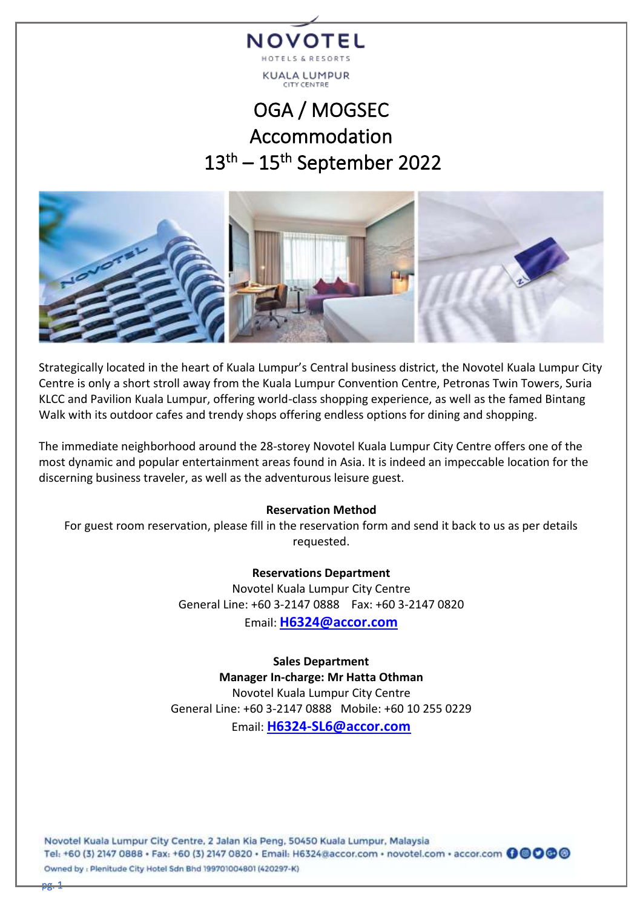NOVOTEL

HOTELS & RESORTS

KUALA LUMPUR

CITY CENTRE

# OGA / MOGSEC Accommodation 13th – 15th September 2022

Strategically located in the heart of Kuala Lumpur's Central business district, the Novotel Kuala Lumpur City Centre is only a short stroll away from the Kuala Lumpur Convention Centre, Petronas Twin Towers, Suria KLCC and Pavilion Kuala Lumpur, offering world-class shopping experience, as well as the famed Bintang Walk with its outdoor cafes and trendy shops offering endless options for dining and shopping.

The immediate neighborhood around the 28-storey Novotel Kuala Lumpur City Centre offers one of the most dynamic and popular entertainment areas found in Asia. It is indeed an impeccable location for the discerning business traveler, as well as the adventurous leisure guest.

**Reservation Method**

For guest room reservation, please fill in the reservation form and send it back to us as per details requested.

**Reservations Department**

Novotel Kuala Lumpur City Centre

General Line: +60 3-2147 0888 Fax: +60 3-2147 0820

Email: **H6324@accor.com**

**Sales Department**

**Manager In-charge: Mr Hatta Othman**

Novotel Kuala Lumpur City Centre

General Line: +60 3-2147 0888 Mobile: +60 10 255 0229

Email: **H6324-SL6@accor.com**

Novotel Kuala Lumpur City Centre, 2 Jalan Kia Peng, 50450 Kuala Lumpur, Malaysia

Tel: +60 (3) 2147 0888 • Fax: +60 (3) 2147 0820 • Email: H6324@accor.com • novotel.com • accor.com

Owned by : Plenitude City Hotel Sdn Bhd 199701004801 (420297-K)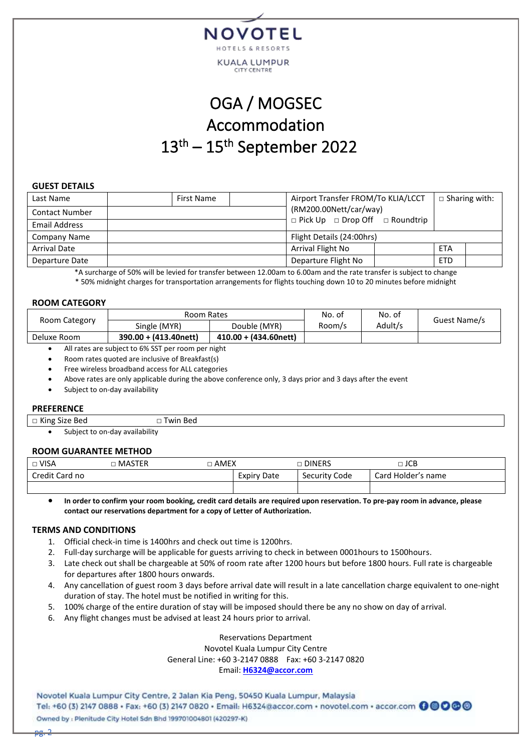NOVOTEL
HOTELS & RESORTS
KUALA LUMPUR
CITY CENTRE

# OGA / MOGSEC
# Accommodation
# 13th – 15th September 2022

### GUEST DETAILS

| | | | | | | | |
|---|---|---|---|---|---|---|---|
| Last Name | | First Name | | Airport Transfer FROM/To KLIA/LCCT (RM200.00Nett/car/way) □ Pick Up □ Drop Off □ Roundtrip | | □ Sharing with: | |
| Contact Number | | | | | | | |
| Email Address | | | | | | | |
| Company Name | | | | Flight Details (24:00hrs) | | | |
| Arrival Date | | | | Arrival Flight No | | ETA | |
| Departure Date | | | | Departure Flight No | | ETD | |

*A surcharge of 50% will be levied for transfer between 12.00am to 6.00am and the rate transfer is subject to change
* 50% midnight charges for transportation arrangements for flights touching down 10 to 20 minutes before midnight

### ROOM CATEGORY

| Room Category | Room Rates | | No. of Room/s | No. of Adult/s | Guest Name/s |
|---|---|---|---|---|---|
| | Single (MYR) | Double (MYR) | | | |
| Deluxe Room | **390.00 + (413.40nett)** | **410.00 + (434.60nett)** | | | |

- All rates are subject to 6% SST per room per night
- Room rates quoted are inclusive of Breakfast(s)
- Free wireless broadband access for ALL categories
- Above rates are only applicable during the above conference only, 3 days prior and 3 days after the event
- Subject to on-day availability

### PREFERENCE

□ King Size Bed □ Twin Bed

- Subject to on-day availability

### ROOM GUARANTEE METHOD

| | | | | |
|---|---|---|---|---|
| □ VISA | □ MASTER | □ AMEX | □ DINERS | □ JCB |
| Credit Card no | | Expiry Date | Security Code | Card Holder's name |
| | | | | |

- **In order to confirm your room booking, credit card details are required upon reservation. To pre-pay room in advance, please contact our reservations department for a copy of Letter of Authorization.**

### TERMS AND CONDITIONS

1. Official check-in time is 1400hrs and check out time is 1200hrs.
2. Full-day surcharge will be applicable for guests arriving to check in between 0001hours to 1500hours.
3. Late check out shall be chargeable at 50% of room rate after 1200 hours but before 1800 hours. Full rate is chargeable for departures after 1800 hours onwards.
4. Any cancellation of guest room 3 days before arrival date will result in a late cancellation charge equivalent to one-night duration of stay. The hotel must be notified in writing for this.
5. 100% charge of the entire duration of stay will be imposed should there be any no show on day of arrival.
6. Any flight changes must be advised at least 24 hours prior to arrival.

Reservations Department
Novotel Kuala Lumpur City Centre
General Line: +60 3-2147 0888 Fax: +60 3-2147 0820
Email: **H6324@accor.com**

Novotel Kuala Lumpur City Centre, 2 Jalan Kia Peng, 50450 Kuala Lumpur, Malaysia
Tel: +60 (3) 2147 0888 • Fax: +60 (3) 2147 0820 • Email: H6324@accor.com • novotel.com • accor.com
Owned by : Plenitude City Hotel Sdn Bhd 199701004801 (420297-K)